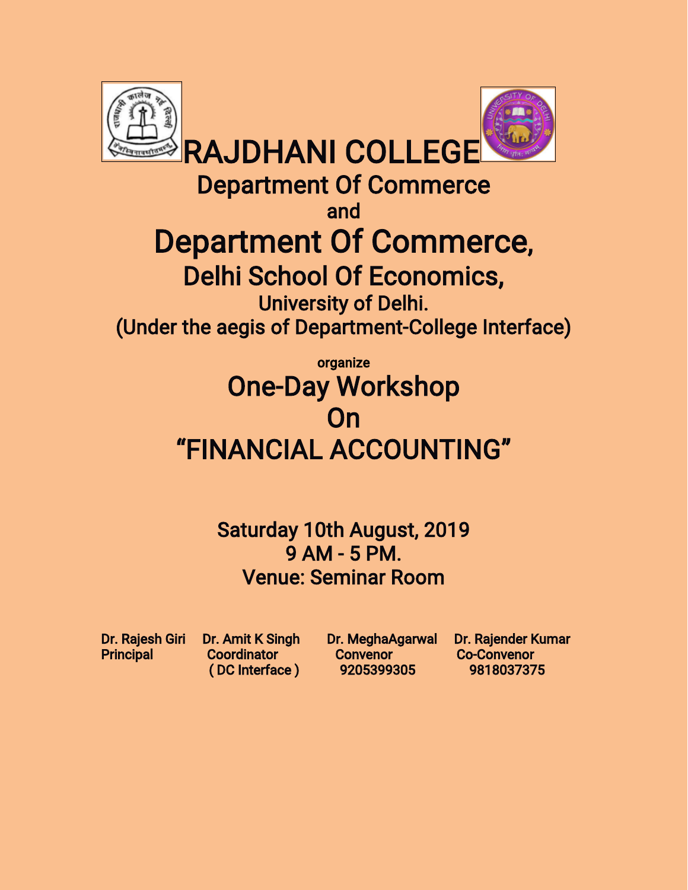# RAJDHANI COLLEGE

## Department Of Commerce

and

# Department Of Commerce,

## Delhi School Of Economics,

### University of Delhi.

### (Under the aegis of Department-College Interface)

organize

## One-Day Workshop

## On

# "FINANCIAL ACCOUNTING"

**Saturday 10th August, 2019**
**9 AM - 5 PM.**
**Venue: Seminar Room**

| Dr. Rajesh Giri | Dr. Amit K Singh | Dr. MeghaAgarwal | Dr. Rajender Kumar |
|---|---|---|---|
| Principal | Coordinator<br>( DC Interface ) | Convenor<br>9205399305 | Co-Convenor<br>9818037375 |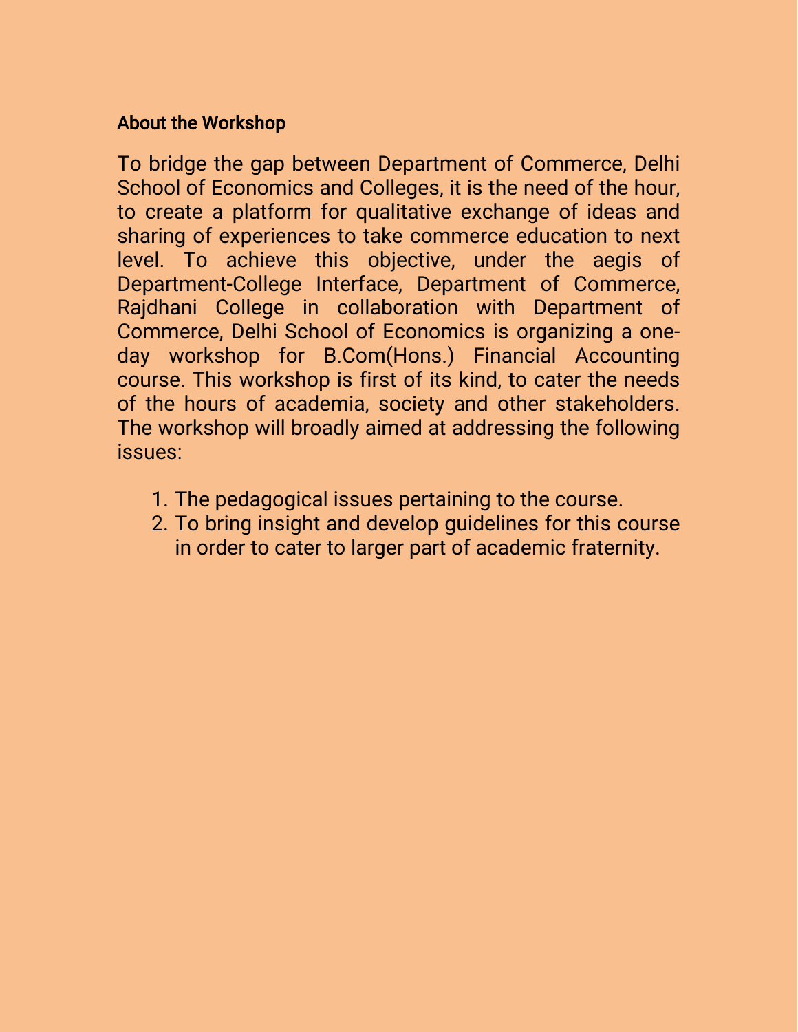**About the Workshop**

To bridge the gap between Department of Commerce, Delhi School of Economics and Colleges, it is the need of the hour, to create a platform for qualitative exchange of ideas and sharing of experiences to take commerce education to next level. To achieve this objective, under the aegis of Department-College Interface, Department of Commerce, Rajdhani College in collaboration with Department of Commerce, Delhi School of Economics is organizing a one-day workshop for B.Com(Hons.) Financial Accounting course. This workshop is first of its kind, to cater the needs of the hours of academia, society and other stakeholders. The workshop will broadly aimed at addressing the following issues:

1. The pedagogical issues pertaining to the course.
2. To bring insight and develop guidelines for this course in order to cater to larger part of academic fraternity.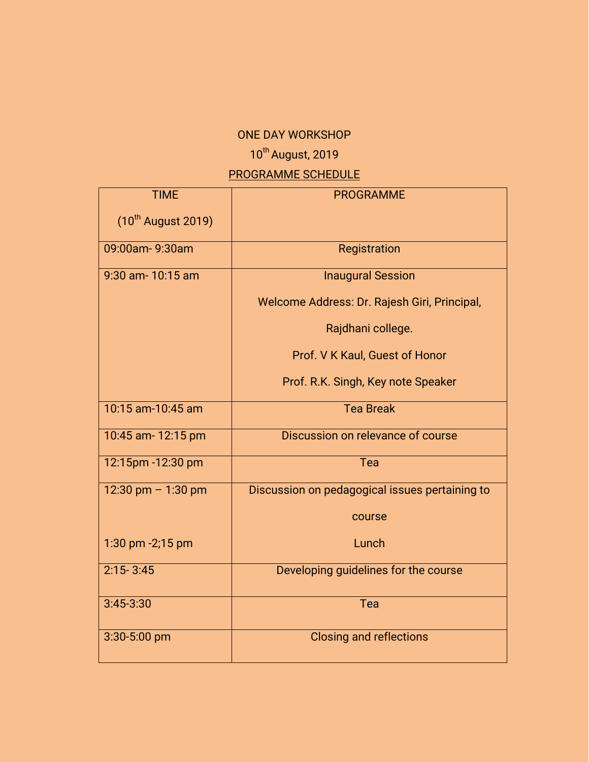ONE DAY WORKSHOP

10th August, 2019

PROGRAMME SCHEDULE

| TIME (10th August 2019) | PROGRAMME |
|---|---|
| 09:00am- 9:30am | Registration |
| 9:30 am- 10:15 am | Inaugural Session<br>Welcome Address: Dr. Rajesh Giri, Principal, Rajdhani college.<br>Prof. V K Kaul, Guest of Honor<br>Prof. R.K. Singh, Key note Speaker |
| 10:15 am-10:45 am | Tea Break |
| 10:45 am- 12:15 pm | Discussion on relevance of course |
| 12:15pm -12:30 pm | Tea |
| 12:30 pm – 1:30 pm<br>1:30 pm -2;15 pm | Discussion on pedagogical issues pertaining to course<br>Lunch |
| 2:15- 3:45 | Developing guidelines for the course |
| 3:45-3:30 | Tea |
| 3:30-5:00 pm | Closing and reflections |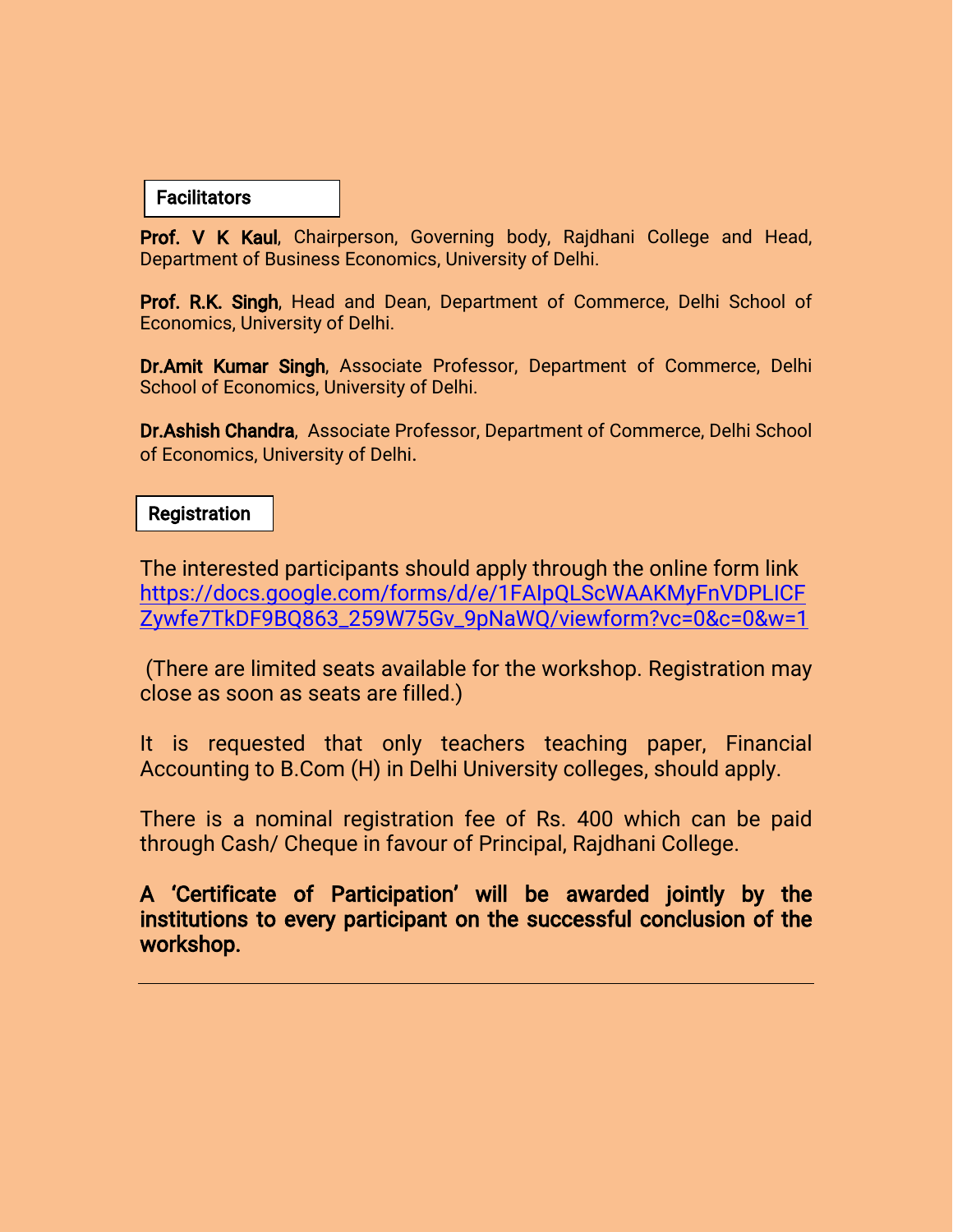## Facilitators

**Prof. V K Kaul**, Chairperson, Governing body, Rajdhani College and Head, Department of Business Economics, University of Delhi.

**Prof. R.K. Singh**, Head and Dean, Department of Commerce, Delhi School of Economics, University of Delhi.

**Dr.Amit Kumar Singh**, Associate Professor, Department of Commerce, Delhi School of Economics, University of Delhi.

**Dr.Ashish Chandra**, Associate Professor, Department of Commerce, Delhi School of Economics, University of Delhi.

## Registration

The interested participants should apply through the online form link https://docs.google.com/forms/d/e/1FAIpQLScWAAKMyFnVDPLICFZywfe7TkDF9BQ863_259W75Gv_9pNaWQ/viewform?vc=0&c=0&w=1

(There are limited seats available for the workshop. Registration may close as soon as seats are filled.)

It is requested that only teachers teaching paper, Financial Accounting to B.Com (H) in Delhi University colleges, should apply.

There is a nominal registration fee of Rs. 400 which can be paid through Cash/ Cheque in favour of Principal, Rajdhani College.

**A 'Certificate of Participation' will be awarded jointly by the institutions to every participant on the successful conclusion of the workshop.**

---